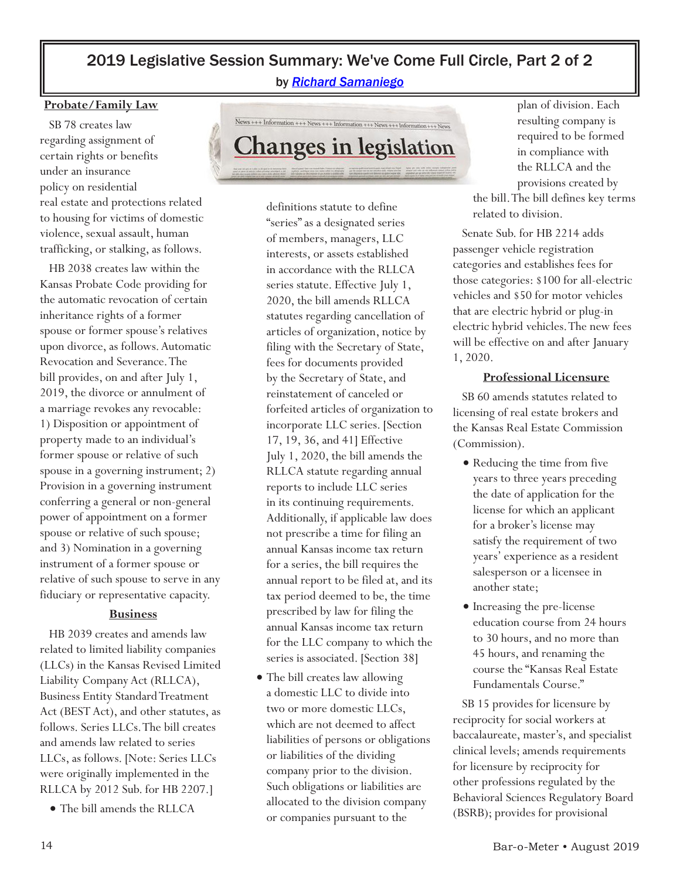# 2019 Legislative Session Summary: We've Come Full Circle, Part 2 of 2

by *Richard Samaniego*

## Probate/Family Law

SB 78 creates law regarding assignment of certain rights or benefits under an insurance policy on residential real estate and protections related to housing for victims of domestic violence, sexual assault, human trafficking, or stalking, as follows.

HB 2038 creates law within the Kansas Probate Code providing for the automatic revocation of certain inheritance rights of a former spouse or former spouse's relatives upon divorce, as follows. Automatic Revocation and Severance. The bill provides, on and after July 1, 2019, the divorce or annulment of a marriage revokes any revocable: 1) Disposition or appointment of property made to an individual's former spouse or relative of such spouse in a governing instrument; 2) Provision in a governing instrument conferring a general or non-general power of appointment on a former spouse or relative of such spouse; and 3) Nomination in a governing instrument of a former spouse or relative of such spouse to serve in any fiduciary or representative capacity.

## Business

HB 2039 creates and amends law related to limited liability companies (LLCs) in the Kansas Revised Limited Liability Company Act (RLLCA), Business Entity Standard Treatment Act (BEST Act), and other statutes, as follows. Series LLCs. The bill creates and amends law related to series LLCs, as follows. [Note: Series LLCs were originally implemented in the RLLCA by 2012 Sub. for HB 2207.]

- The bill amends the RLLCA definitions statute to define "series" as a designated series of members, managers, LLC interests, or assets established in accordance with the RLLCA series statute. Effective July 1, 2020, the bill amends RLLCA statutes regarding cancellation of articles of organization, notice by filing with the Secretary of State, fees for documents provided by the Secretary of State, and reinstatement of canceled or forfeited articles of organization to incorporate LLC series. [Section 17, 19, 36, and 41] Effective July 1, 2020, the bill amends the RLLCA statute regarding annual reports to include LLC series in its continuing requirements. Additionally, if applicable law does not prescribe a time for filing an annual Kansas income tax return for a series, the bill requires the annual report to be filed at, and its tax period deemed to be, the time prescribed by law for filing the annual Kansas income tax return for the LLC company to which the series is associated. [Section 38]
- The bill creates law allowing a domestic LLC to divide into two or more domestic LLCs, which are not deemed to affect liabilities of persons or obligations or liabilities of the dividing company prior to the division. Such obligations or liabilities are allocated to the division company or companies pursuant to the plan of division. Each resulting company is required to be formed in compliance with the RLLCA and the provisions created by the bill. The bill defines key terms related to division.

Senate Sub. for HB 2214 adds passenger vehicle registration categories and establishes fees for those categories: $100 for all-electric vehicles and $50 for motor vehicles that are electric hybrid or plug-in electric hybrid vehicles. The new fees will be effective on and after January 1, 2020.

## Professional Licensure

SB 60 amends statutes related to licensing of real estate brokers and the Kansas Real Estate Commission (Commission).

- Reducing the time from five years to three years preceding the date of application for the license for which an applicant for a broker's license may satisfy the requirement of two years' experience as a resident salesperson or a licensee in another state;
- Increasing the pre-license education course from 24 hours to 30 hours, and no more than 45 hours, and renaming the course the "Kansas Real Estate Fundamentals Course."

SB 15 provides for licensure by reciprocity for social workers at baccalaureate, master's, and specialist clinical levels; amends requirements for licensure by reciprocity for other professions regulated by the Behavioral Sciences Regulatory Board (BSRB); provides for provisional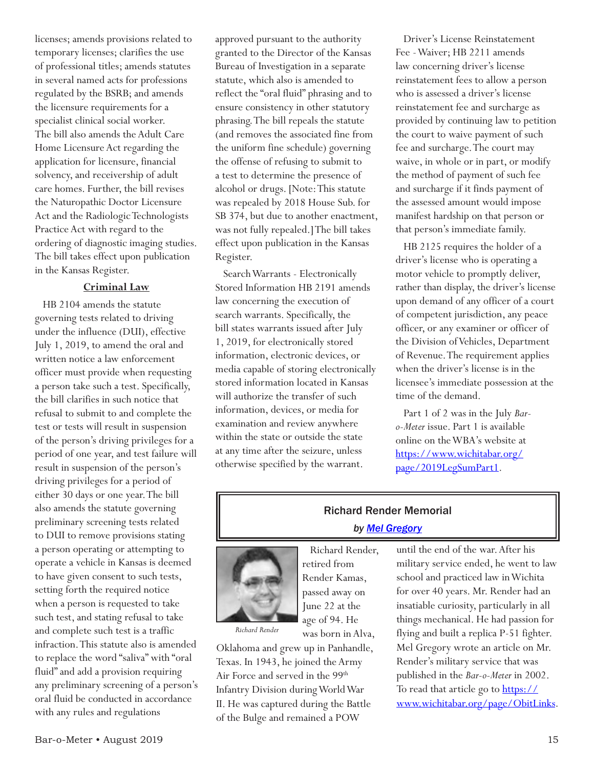licenses; amends provisions related to temporary licenses; clarifies the use of professional titles; amends statutes in several named acts for professions regulated by the BSRB; and amends the licensure requirements for a specialist clinical social worker. The bill also amends the Adult Care Home Licensure Act regarding the application for licensure, financial solvency, and receivership of adult care homes. Further, the bill revises the Naturopathic Doctor Licensure Act and the Radiologic Technologists Practice Act with regard to the ordering of diagnostic imaging studies. The bill takes effect upon publication in the Kansas Register.

## Criminal Law

HB 2104 amends the statute governing tests related to driving under the influence (DUI), effective July 1, 2019, to amend the oral and written notice a law enforcement officer must provide when requesting a person take such a test. Specifically, the bill clarifies in such notice that refusal to submit to and complete the test or tests will result in suspension of the person's driving privileges for a period of one year, and test failure will result in suspension of the person's driving privileges for a period of either 30 days or one year. The bill also amends the statute governing preliminary screening tests related to DUI to remove provisions stating a person operating or attempting to operate a vehicle in Kansas is deemed to have given consent to such tests, setting forth the required notice when a person is requested to take such test, and stating refusal to take and complete such test is a traffic infraction. This statute also is amended to replace the word "saliva" with "oral fluid" and add a provision requiring any preliminary screening of a person's oral fluid be conducted in accordance with any rules and regulations approved pursuant to the authority granted to the Director of the Kansas Bureau of Investigation in a separate statute, which also is amended to reflect the "oral fluid" phrasing and to ensure consistency in other statutory phrasing. The bill repeals the statute (and removes the associated fine from the uniform fine schedule) governing the offense of refusing to submit to a test to determine the presence of alcohol or drugs. [Note: This statute was repealed by 2018 House Sub. for SB 374, but due to another enactment, was not fully repealed.] The bill takes effect upon publication in the Kansas Register.

Search Warrants - Electronically Stored Information HB 2191 amends law concerning the execution of search warrants. Specifically, the bill states warrants issued after July 1, 2019, for electronically stored information, electronic devices, or media capable of storing electronically stored information located in Kansas will authorize the transfer of such information, devices, or media for examination and review anywhere within the state or outside the state at any time after the seizure, unless otherwise specified by the warrant.

Driver's License Reinstatement Fee - Waiver; HB 2211 amends law concerning driver's license reinstatement fees to allow a person who is assessed a driver's license reinstatement fee and surcharge as provided by continuing law to petition the court to waive payment of such fee and surcharge. The court may waive, in whole or in part, or modify the method of payment of such fee and surcharge if it finds payment of the assessed amount would impose manifest hardship on that person or that person's immediate family.

HB 2125 requires the holder of a driver's license who is operating a motor vehicle to promptly deliver, rather than display, the driver's license upon demand of any officer of a court of competent jurisdiction, any peace officer, or any examiner or officer of the Division of Vehicles, Department of Revenue. The requirement applies when the driver's license is in the licensee's immediate possession at the time of the demand.

Part 1 of 2 was in the July *Bar-o-Meter* issue. Part 1 is available online on the WBA's website at https://www.wichitabar.org/page/2019LegSumPart1.

## Richard Render Memorial

*by Mel Gregory*

*Richard Render*

Richard Render, retired from Render Kamas, passed away on June 22 at the age of 94. He was born in Alva, Oklahoma and grew up in Panhandle, Texas. In 1943, he joined the Army Air Force and served in the 99th Infantry Division during World War II. He was captured during the Battle of the Bulge and remained a POW until the end of the war. After his military service ended, he went to law school and practiced law in Wichita for over 40 years. Mr. Render had an insatiable curiosity, particularly in all things mechanical. He had passion for flying and built a replica P-51 fighter. Mel Gregory wrote an article on Mr. Render's military service that was published in the *Bar-o-Meter* in 2002. To read that article go to https://www.wichitabar.org/page/ObitLinks.